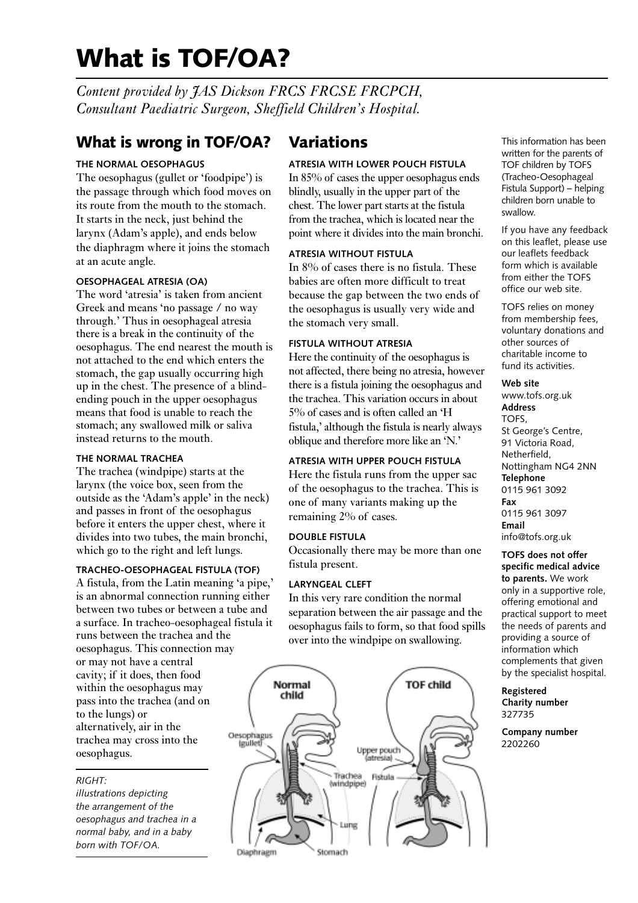# What is TOF/OA?

*Content provided by JAS Dickson FRCS FRCSE FRCPCH, Consultant Paediatric Surgeon, Sheffield Children's Hospital.*

## What is wrong in TOF/OA?

### THE NORMAL OESOPHAGUS

The oesophagus (gullet or 'foodpipe') is the passage through which food moves on its route from the mouth to the stomach. It starts in the neck, just behind the larynx (Adam's apple), and ends below the diaphragm where it joins the stomach at an acute angle.

### OESOPHAGEAL ATRESIA (OA)

The word 'atresia' is taken from ancient Greek and means 'no passage / no way through.' Thus in oesophageal atresia there is a break in the continuity of the oesophagus. The end nearest the mouth is not attached to the end which enters the stomach, the gap usually occurring high up in the chest. The presence of a blind-ending pouch in the upper oesophagus means that food is unable to reach the stomach; any swallowed milk or saliva instead returns to the mouth.

### THE NORMAL TRACHEA

The trachea (windpipe) starts at the larynx (the voice box, seen from the outside as the 'Adam's apple' in the neck) and passes in front of the oesophagus before it enters the upper chest, where it divides into two tubes, the main bronchi, which go to the right and left lungs.

### TRACHEO-OESOPHAGEAL FISTULA (TOF)

A fistula, from the Latin meaning 'a pipe,' is an abnormal connection running either between two tubes or between a tube and a surface. In tracheo-oesophageal fistula it runs between the trachea and the oesophagus. This connection may or may not have a central cavity; if it does, then food within the oesophagus may pass into the trachea (and on to the lungs) or alternatively, air in the trachea may cross into the oesophagus.

*RIGHT: illustrations depicting the arrangement of the oesophagus and trachea in a normal baby, and in a baby born with TOF/OA.*

## Variations

### ATRESIA WITH LOWER POUCH FISTULA

In 85% of cases the upper oesophagus ends blindly, usually in the upper part of the chest. The lower part starts at the fistula from the trachea, which is located near the point where it divides into the main bronchi.

### ATRESIA WITHOUT FISTULA

In 8% of cases there is no fistula. These babies are often more difficult to treat because the gap between the two ends of the oesophagus is usually very wide and the stomach very small.

### FISTULA WITHOUT ATRESIA

Here the continuity of the oesophagus is not affected, there being no atresia, however there is a fistula joining the oesophagus and the trachea. This variation occurs in about 5% of cases and is often called an 'H fistula,' although the fistula is nearly always oblique and therefore more like an 'N.'

### ATRESIA WITH UPPER POUCH FISTULA

Here the fistula runs from the upper sac of the oesophagus to the trachea. This is one of many variants making up the remaining 2% of cases.

### DOUBLE FISTULA

Occasionally there may be more than one fistula present.

### LARYNGEAL CLEFT

In this very rare condition the normal separation between the air passage and the oesophagus fails to form, so that food spills over into the windpipe on swallowing.

Normal child — TOF child

Oesophagus (gullet) · Upper pouch (atresia) · Trachea (windpipe) · Fistula · Lung · Diaphragm · Stomach

---

This information has been written for the parents of TOF children by TOFS (Tracheo-Oesophageal Fistula Support) – helping children born unable to swallow.

If you have any feedback on this leaflet, please use our leaflets feedback form which is available from either the TOFS office our web site.

TOFS relies on money from membership fees, voluntary donations and other sources of charitable income to fund its activities.

**Web site**
www.tofs.org.uk

**Address**
TOFS,
St George's Centre,
91 Victoria Road,
Netherfield,
Nottingham NG4 2NN

**Telephone**
0115 961 3092

**Fax**
0115 961 3097

**Email**
info@tofs.org.uk

**TOFS does not offer specific medical advice to parents.** We work only in a supportive role, offering emotional and practical support to meet the needs of parents and providing a source of information which complements that given by the specialist hospital.

**Registered Charity number**
327735

**Company number**
2202260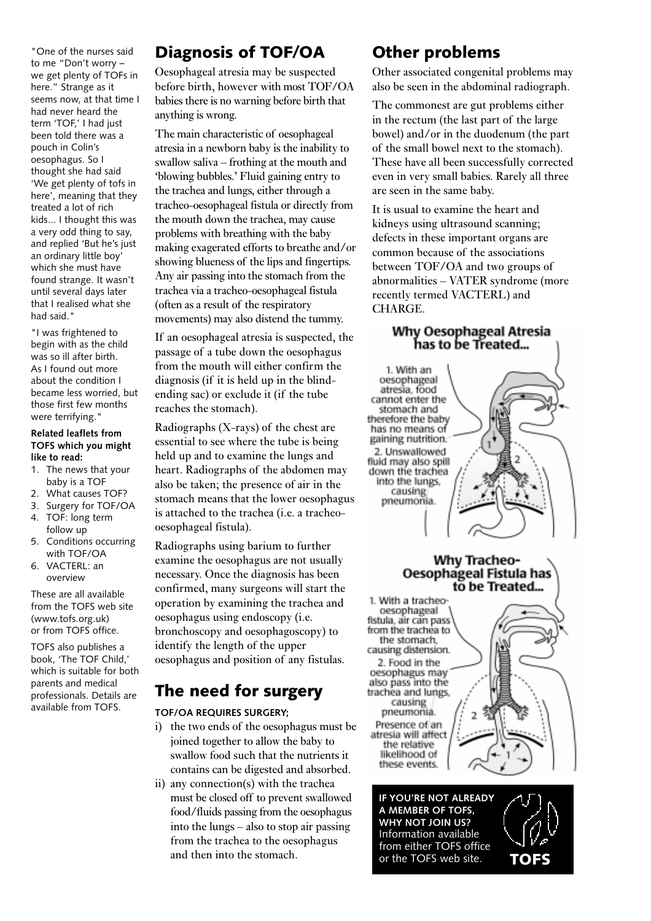"One of the nurses said to me "Don't worry – we get plenty of TOFs in here." Strange as it seems now, at that time I had never heard the term 'TOF,' I had just been told there was a pouch in Colin's oesophagus. So I thought she had said 'We get plenty of tofs in here', meaning that they treated a lot of rich kids... I thought this was a very odd thing to say, and replied 'But he's just an ordinary little boy' which she must have found strange. It wasn't until several days later that I realised what she had said."

"I was frightened to begin with as the child was so ill after birth. As I found out more about the condition I became less worried, but those first few months were terrifying."

**Related leaflets from TOFS which you might like to read:**

1. The news that your baby is a TOF
2. What causes TOF?
3. Surgery for TOF/OA
4. TOF: long term follow up
5. Conditions occurring with TOF/OA
6. VACTERL: an overview

These are all available from the TOFS web site (www.tofs.org.uk) or from TOFS office.

TOFS also publishes a book, 'The TOF Child,' which is suitable for both parents and medical professionals. Details are available from TOFS.

## Diagnosis of TOF/OA

Oesophageal atresia may be suspected before birth, however with most TOF/OA babies there is no warning before birth that anything is wrong.

The main characteristic of oesophageal atresia in a newborn baby is the inability to swallow saliva – frothing at the mouth and 'blowing bubbles.' Fluid gaining entry to the trachea and lungs, either through a tracheo-oesophageal fistula or directly from the mouth down the trachea, may cause problems with breathing with the baby making exagerated efforts to breathe and/or showing blueness of the lips and fingertips. Any air passing into the stomach from the trachea via a tracheo-oesophageal fistula (often as a result of the respiratory movements) may also distend the tummy.

If an oesophageal atresia is suspected, the passage of a tube down the oesophagus from the mouth will either confirm the diagnosis (if it is held up in the blind-ending sac) or exclude it (if the tube reaches the stomach).

Radiographs (X-rays) of the chest are essential to see where the tube is being held up and to examine the lungs and heart. Radiographs of the abdomen may also be taken; the presence of air in the stomach means that the lower oesophagus is attached to the trachea (i.e. a tracheo-oesophageal fistula).

Radiographs using barium to further examine the oesophagus are not usually necessary. Once the diagnosis has been confirmed, many surgeons will start the operation by examining the trachea and oesophagus using endoscopy (i.e. bronchoscopy and oesophagoscopy) to identify the length of the upper oesophagus and position of any fistulas.

## The need for surgery

**TOF/OA REQUIRES SURGERY;**

i) the two ends of the oesophagus must be joined together to allow the baby to swallow food such that the nutrients it contains can be digested and absorbed.

ii) any connection(s) with the trachea must be closed off to prevent swallowed food/fluids passing from the oesophagus into the lungs – also to stop air passing from the trachea to the oesophagus and then into the stomach.

## Other problems

Other associated congenital problems may also be seen in the abdominal radiograph.

The commonest are gut problems either in the rectum (the last part of the large bowel) and/or in the duodenum (the part of the small bowel next to the stomach). These have all been successfully corrected even in very small babies. Rarely all three are seen in the same baby.

It is usual to examine the heart and kidneys using ultrasound scanning; defects in these important organs are common because of the associations between TOF/OA and two groups of abnormalities – VATER syndrome (more recently termed VACTERL) and CHARGE.

**Why Oesophageal Atresia has to be Treated...**

1. With an oesophageal atresia, food cannot enter the stomach and therefore the baby has no means of gaining nutrition.
2. Unswallowed fluid may also spill down the trachea into the lungs, causing pneumonia.

**Why Tracheo-Oesophageal Fistula has to be Treated...**

1. With a tracheo-oesophageal fistula, air can pass from the trachea to the stomach, causing distension.
2. Food in the oesophagus may also pass into the trachea and lungs, causing pneumonia.

Presence of an atresia will affect the relative likelihood of these events.

**IF YOU'RE NOT ALREADY A MEMBER OF TOFS, WHY NOT JOIN US?**
Information available from either TOFS office or the TOFS web site.

TOFS